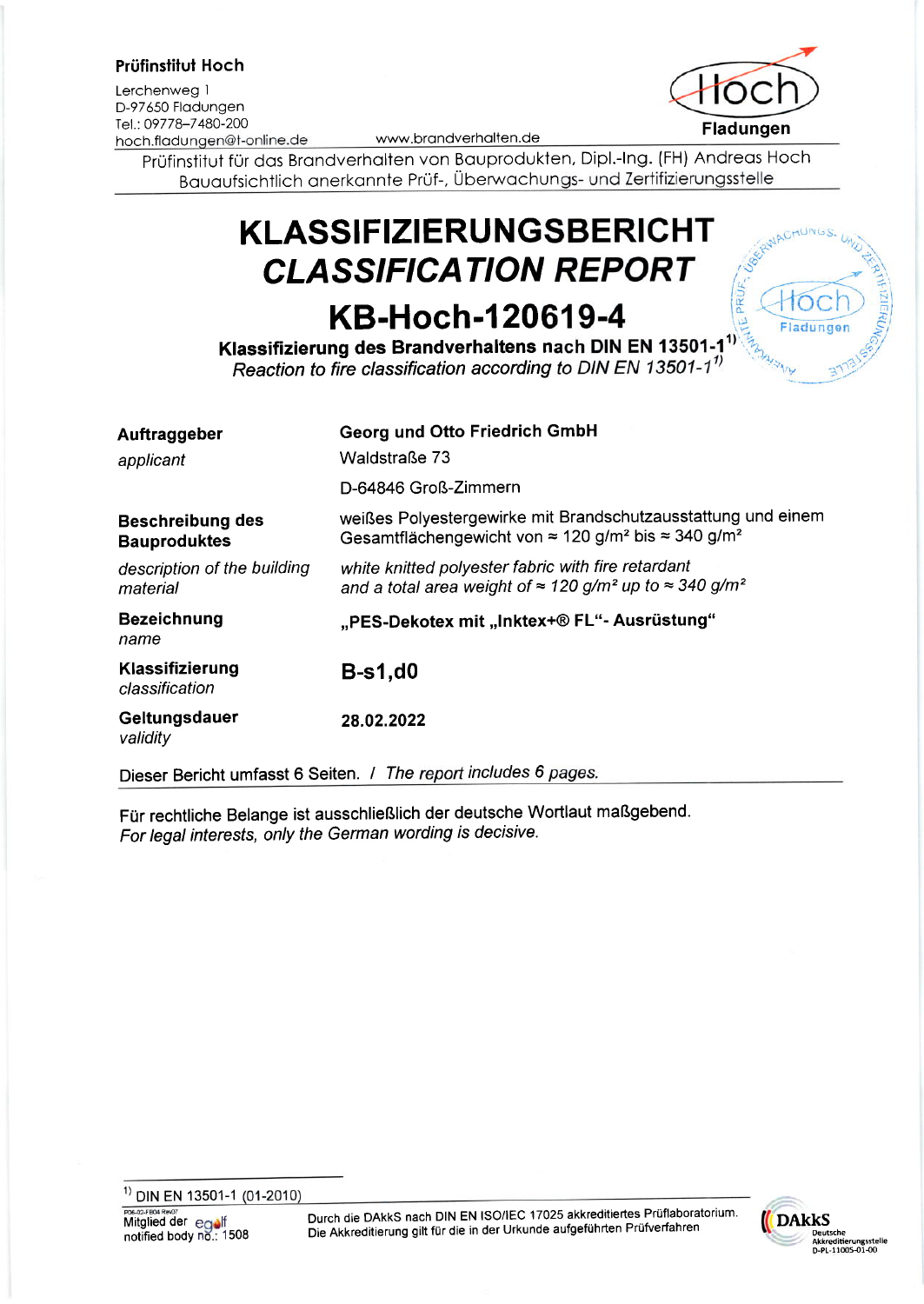**Prüfinstitut Hoch**

Lerchenweg 1
D-97650 Fladungen
Tel.: 09778–7480-200
hoch.fladungen@t-online.de www.brandverhalten.de

Hoch Fladungen

Prüfinstitut für das Brandverhalten von Bauprodukten, Dipl.-Ing. (FH) Andreas Hoch
Bauaufsichtlich anerkannte Prüf-, Überwachungs- und Zertifizierungsstelle

# KLASSIFIZIERUNGSBERICHT

# *CLASSIFICATION REPORT*

# KB-Hoch-120619-4

**Klassifizierung des Brandverhaltens nach DIN EN 13501-1[1)]**
*Reaction to fire classification according to DIN EN 13501-1[1)]*

| | |
|---|---|
| **Auftraggeber** *applicant* | **Georg und Otto Friedrich GmbH** Waldstraße 73 D-64846 Groß-Zimmern |
| **Beschreibung des Bauproduktes** | weißes Polyestergewirke mit Brandschutzausstattung und einem Gesamtflächengewicht von ≈ 120 g/m² bis ≈ 340 g/m² |
| *description of the building material* | *white knitted polyester fabric with fire retardant and a total area weight of ≈ 120 g/m² up to ≈ 340 g/m²* |
| **Bezeichnung** *name* | **„PES-Dekotex mit „Inktex+® FL"- Ausrüstung"** |
| **Klassifizierung** *classification* | **B-s1,d0** |
| **Geltungsdauer** *validity* | **28.02.2022** |

Dieser Bericht umfasst 6 Seiten. / *The report includes 6 pages.*

Für rechtliche Belange ist ausschließlich der deutsche Wortlaut maßgebend.
*For legal interests, only the German wording is decisive.*

---

[1)] DIN EN 13501-1 (01-2010)

P06-02-FB04 Rev07
Mitglied der egolf
notified body no.: 1508

Durch die DAkkS nach DIN EN ISO/IEC 17025 akkreditiertes Prüflaboratorium.
Die Akkreditierung gilt für die in der Urkunde aufgeführten Prüfverfahren

DAkkS Deutsche Akkreditierungsstelle D-PL-11005-01-00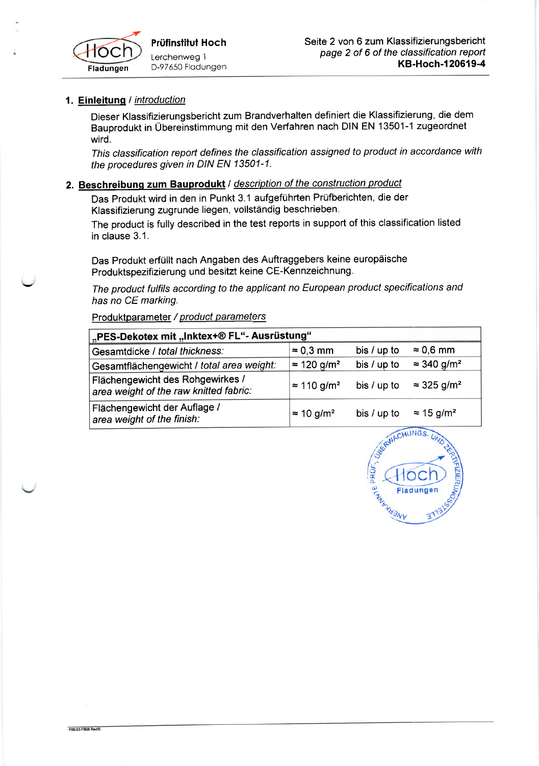## 1. **Einleitung** / *introduction*

Dieser Klassifizierungsbericht zum Brandverhalten definiert die Klassifizierung, die dem Bauprodukt in Übereinstimmung mit den Verfahren nach DIN EN 13501-1 zugeordnet wird.

*This classification report defines the classification assigned to product in accordance with the procedures given in DIN EN 13501-1.*

## 2. **Beschreibung zum Bauprodukt** / *description of the construction product*

Das Produkt wird in den in Punkt 3.1 aufgeführten Prüfberichten, die der Klassifizierung zugrunde liegen, vollständig beschrieben.

The product is fully described in the test reports in support of this classification listed in clause 3.1.

Das Produkt erfüllt nach Angaben des Auftraggebers keine europäische Produktspezifizierung und besitzt keine CE-Kennzeichnung.

*The product fulfils according to the applicant no European product specifications and has no CE marking.*

Produktparameter / *product parameters*

| **„PES-Dekotex mit „Inktex+® FL"- Ausrüstung"** | | | |
|---|---|---|---|
| Gesamtdicke / *total thickness:* | ≈ 0,3 mm | bis / up to | ≈ 0,6 mm |
| Gesamtflächengewicht / *total area weight:* | ≈ 120 g/m² | bis / up to | ≈ 340 g/m² |
| Flächengewicht des Rohgewirkes / *area weight of the raw knitted fabric:* | ≈ 110 g/m² | bis / up to | ≈ 325 g/m² |
| Flächengewicht der Auflage / *area weight of the finish:* | ≈ 10 g/m² | bis / up to | ≈ 15 g/m² |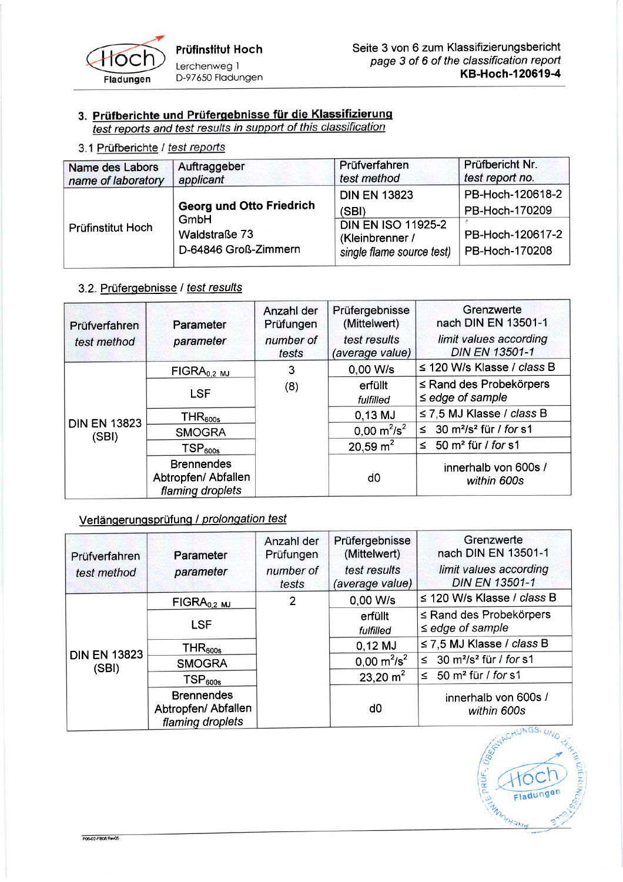## 3. Prüfberichte und Prüfergebnisse für die Klassifizierung
*test reports and test results in support of this classification*

### 3.1 Prüfberichte / *test reports*

| Name des Labors *name of laboratory* | Auftraggeber *applicant* | Prüfverfahren *test method* | Prüfbericht Nr. *test report no.* |
|---|---|---|---|
| Prüfinstitut Hoch | **Georg und Otto Friedrich** GmbH Waldstraße 73 D-64846 Groß-Zimmern | DIN EN 13823 (SBI) | PB-Hoch-120618-2 PB-Hoch-170209 |
| | | DIN EN ISO 11925-2 (Kleinbrenner / *single flame source test*) | PB-Hoch-120617-2 PB-Hoch-170208 |

### 3.2. Prüfergebnisse / *test results*

| Prüfverfahren *test method* | Parameter *parameter* | Anzahl der Prüfungen *number of tests* | Prüfergebnisse (Mittelwert) *test results (average value)* | Grenzwerte nach DIN EN 13501-1 *limit values according DIN EN 13501-1* |
|---|---|---|---|---|
| DIN EN 13823 (SBI) | $FIGRA_{0,2\ MJ}$ | 3 (8) | 0,00 W/s | ≤ 120 W/s Klasse / *class* B |
| | LSF | | erfüllt *fulfilled* | ≤ Rand des Probekörpers ≤ *edge of sample* |
| | $THR_{600s}$ | | 0,13 MJ | ≤ 7,5 MJ Klasse / *class* B |
| | SMOGRA | | 0,00 $m^2/s^2$ | ≤ 30 m²/s² für / *for* s1 |
| | $TSP_{600s}$ | | 20,59 $m^2$ | ≤ 50 m² für / *for* s1 |
| | Brennendes Abtropfen/ Abfallen *flaming droplets* | | d0 | innerhalb von 600s / *within 600s* |

Verlängerungsprüfung / *prolongation test*

| Prüfverfahren *test method* | Parameter *parameter* | Anzahl der Prüfungen *number of tests* | Prüfergebnisse (Mittelwert) *test results (average value)* | Grenzwerte nach DIN EN 13501-1 *limit values according DIN EN 13501-1* |
|---|---|---|---|---|
| DIN EN 13823 (SBI) | $FIGRA_{0,2\ MJ}$ | 2 | 0,00 W/s | ≤ 120 W/s Klasse / *class* B |
| | LSF | | erfüllt *fulfilled* | ≤ Rand des Probekörpers ≤ *edge of sample* |
| | $THR_{600s}$ | | 0,12 MJ | ≤ 7,5 MJ Klasse / *class* B |
| | SMOGRA | | 0,00 $m^2/s^2$ | ≤ 30 m²/s² für / *for* s1 |
| | $TSP_{600s}$ | | 23,20 $m^2$ | ≤ 50 m² für / *for* s1 |
| | Brennendes Abtropfen/ Abfallen *flaming droplets* | | d0 | innerhalb von 600s / *within 600s* |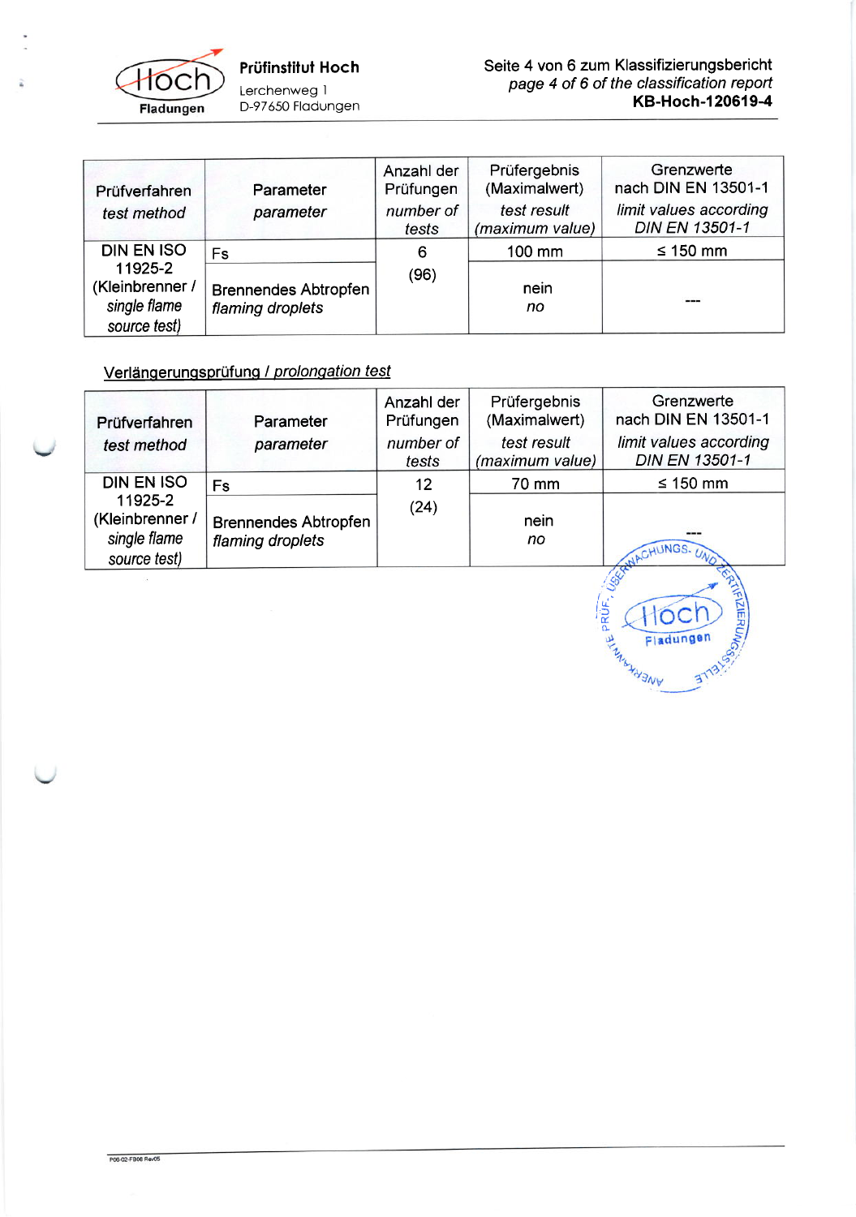| Prüfverfahren *test method* | Parameter *parameter* | Anzahl der Prüfungen *number of tests* | Prüfergebnis (Maximalwert) *test result (maximum value)* | Grenzwerte nach DIN EN 13501-1 *limit values according DIN EN 13501-1* |
|---|---|---|---|---|
| DIN EN ISO 11925-2 (Kleinbrenner / *single flame source test)* | Fs | 6 (96) | 100 mm | ≤ 150 mm |
| | Brennendes Abtropfen *flaming droplets* | | nein *no* | --- |

## Verlängerungsprüfung / *prolongation test*

| Prüfverfahren *test method* | Parameter *parameter* | Anzahl der Prüfungen *number of tests* | Prüfergebnis (Maximalwert) *test result (maximum value)* | Grenzwerte nach DIN EN 13501-1 *limit values according DIN EN 13501-1* |
|---|---|---|---|---|
| DIN EN ISO 11925-2 (Kleinbrenner / *single flame source test)* | Fs | 12 (24) | 70 mm | ≤ 150 mm |
| | Brennendes Abtropfen *flaming droplets* | | nein *no* | --- |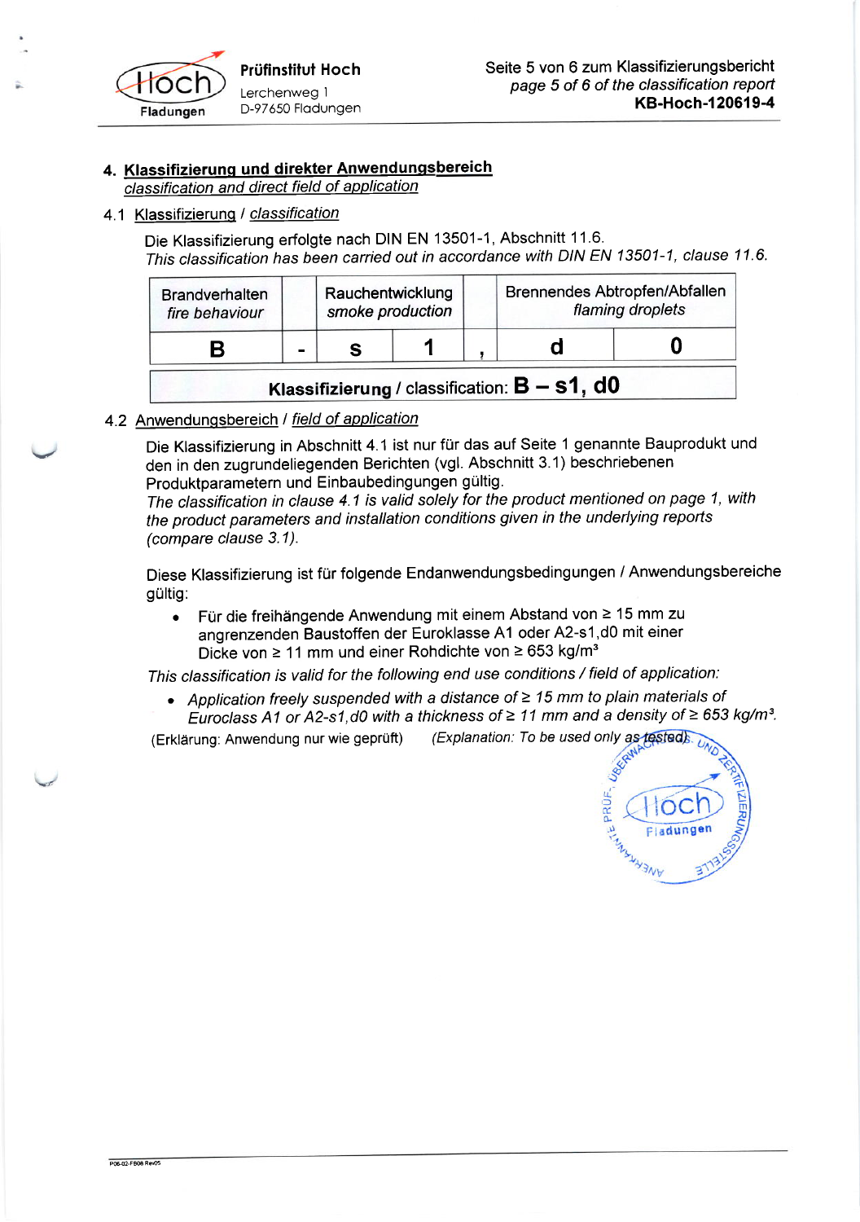## 4. Klassifizierung und direkter Anwendungsbereich

*classification and direct field of application*

### 4.1 Klassifizierung / *classification*

Die Klassifizierung erfolgte nach DIN EN 13501-1, Abschnitt 11.6.
*This classification has been carried out in accordance with DIN EN 13501-1, clause 11.6.*

| Brandverhalten *fire behaviour* | | Rauchentwicklung *smoke production* | | | Brennendes Abtropfen/Abfallen *flaming droplets* | |
|---|---|---|---|---|---|---|
| **B** | **-** | **s** | **1** | **,** | **d** | **0** |

**Klassifizierung** / classification: **B – s1, d0**

### 4.2 Anwendungsbereich / *field of application*

Die Klassifizierung in Abschnitt 4.1 ist nur für das auf Seite 1 genannte Bauprodukt und den in den zugrundeliegenden Berichten (vgl. Abschnitt 3.1) beschriebenen Produktparametern und Einbaubedingungen gültig.
*The classification in clause 4.1 is valid solely for the product mentioned on page 1, with the product parameters and installation conditions given in the underlying reports (compare clause 3.1).*

Diese Klassifizierung ist für folgende Endanwendungsbedingungen / Anwendungsbereiche gültig:

- Für die freihängende Anwendung mit einem Abstand von ≥ 15 mm zu angrenzenden Baustoffen der Euroklasse A1 oder A2-s1,d0 mit einer Dicke von ≥ 11 mm und einer Rohdichte von ≥ 653 kg/m³

*This classification is valid for the following end use conditions / field of application:*

- *Application freely suspended with a distance of ≥ 15 mm to plain materials of Euroclass A1 or A2-s1,d0 with a thickness of ≥ 11 mm and a density of ≥ 653 kg/m³.*

(Erklärung: Anwendung nur wie geprüft) *(Explanation: To be used only as tested)*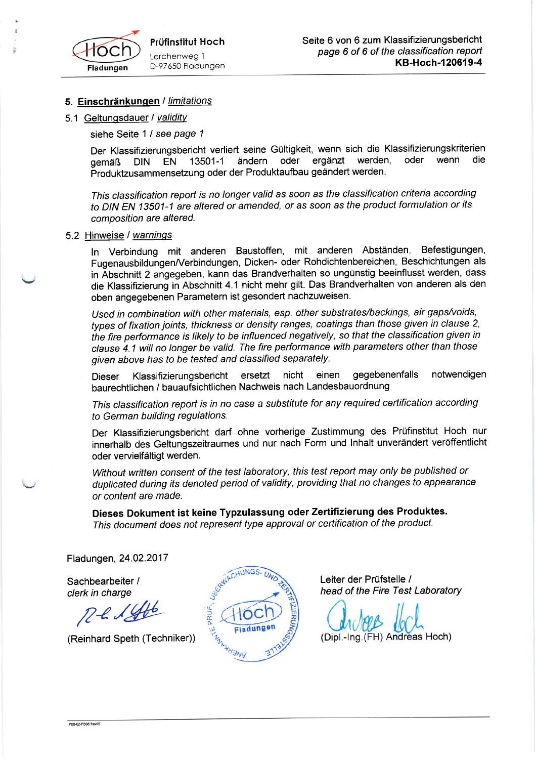## 5. **Einschränkungen** / *limitations*

### 5.1 Geltungsdauer / *validity*

siehe Seite 1 / *see page 1*

Der Klassifizierungsbericht verliert seine Gültigkeit, wenn sich die Klassifizierungskriterien gemäß DIN EN 13501-1 ändern oder ergänzt werden, oder wenn die Produktzusammensetzung oder der Produktaufbau geändert werden.

*This classification report is no longer valid as soon as the classification criteria according to DIN EN 13501-1 are altered or amended, or as soon as the product formulation or its composition are altered.*

### 5.2 Hinweise / *warnings*

In Verbindung mit anderen Baustoffen, mit anderen Abständen, Befestigungen, Fugenausbildungen/Verbindungen, Dicken- oder Rohdichtenbereichen, Beschichtungen als in Abschnitt 2 angegeben, kann das Brandverhalten so ungünstig beeinflusst werden, dass die Klassifizierung in Abschnitt 4.1 nicht mehr gilt. Das Brandverhalten von anderen als den oben angegebenen Parametern ist gesondert nachzuweisen.

*Used in combination with other materials, esp. other substrates/backings, air gaps/voids, types of fixation joints, thickness or density ranges, coatings than those given in clause 2, the fire performance is likely to be influenced negatively, so that the classification given in clause 4.1 will no longer be valid. The fire performance with parameters other than those given above has to be tested and classified separately.*

Dieser Klassifizierungsbericht ersetzt nicht einen gegebenenfalls notwendigen baurechtlichen / bauaufsichtlichen Nachweis nach Landesbauordnung

*This classification report is in no case a substitute for any required certification according to German building regulations.*

Der Klassifizierungsbericht darf ohne vorherige Zustimmung des Prüfinstitut Hoch nur innerhalb des Geltungszeitraumes und nur nach Form und Inhalt unverändert veröffentlicht oder vervielfältigt werden.

*Without written consent of the test laboratory, this test report may only be published or duplicated during its denoted period of validity, providing that no changes to appearance or content are made.*

**Dieses Dokument ist keine Typzulassung oder Zertifizierung des Produktes.**
*This document does not represent type approval or certification of the product.*

Fladungen, 24.02.2017

Sachbearbeiter /
*clerk in charge*

(Reinhard Speth (Techniker))

Leiter der Prüfstelle /
*head of the Fire Test Laboratory*

(Dipl.-Ing.(FH) Andreas Hoch)